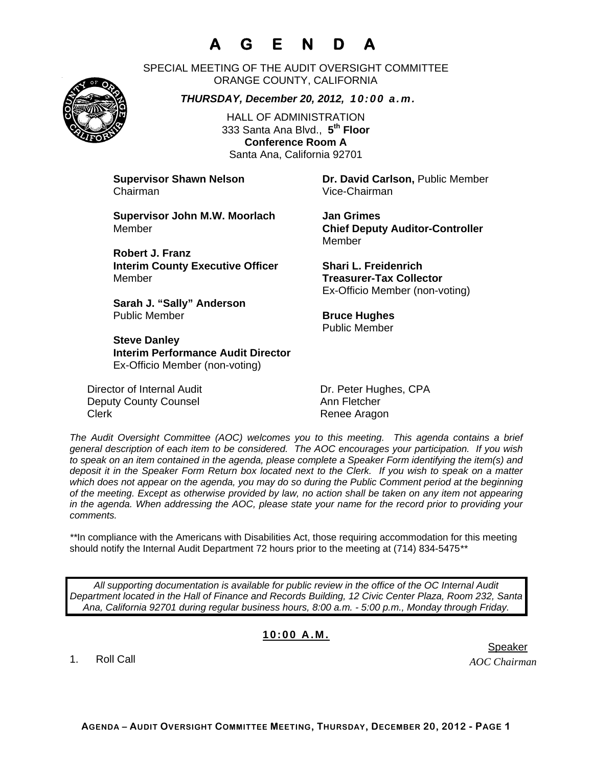# A G E N D A

SPECIAL MEETING OF THE AUDIT OVERSIGHT COMMITTEE
ORANGE COUNTY, CALIFORNIA

***THURSDAY, December 20, 2012, 10:00 a.m.***

HALL OF ADMINISTRATION
333 Santa Ana Blvd., **5th Floor**
**Conference Room A**
Santa Ana, California 92701

**Supervisor Shawn Nelson**
Chairman

**Dr. David Carlson,** Public Member
Vice-Chairman

**Supervisor John M.W. Moorlach**
Member

**Jan Grimes**
**Chief Deputy Auditor-Controller**
Member

**Robert J. Franz**
**Interim County Executive Officer**
Member

**Shari L. Freidenrich**
**Treasurer-Tax Collector**
Ex-Officio Member (non-voting)

**Sarah J. "Sally" Anderson**
Public Member

**Bruce Hughes**
Public Member

**Steve Danley**
**Interim Performance Audit Director**
Ex-Officio Member (non-voting)

| | |
|---|---|
| Director of Internal Audit | Dr. Peter Hughes, CPA |
| Deputy County Counsel | Ann Fletcher |
| Clerk | Renee Aragon |

*The Audit Oversight Committee (AOC) welcomes you to this meeting. This agenda contains a brief general description of each item to be considered. The AOC encourages your participation. If you wish to speak on an item contained in the agenda, please complete a Speaker Form identifying the item(s) and deposit it in the Speaker Form Return box located next to the Clerk. If you wish to speak on a matter which does not appear on the agenda, you may do so during the Public Comment period at the beginning of the meeting. Except as otherwise provided by law, no action shall be taken on any item not appearing in the agenda. When addressing the AOC, please state your name for the record prior to providing your comments.*

\*\*In compliance with the Americans with Disabilities Act, those requiring accommodation for this meeting should notify the Internal Audit Department 72 hours prior to the meeting at (714) 834-5475\*\*

*All supporting documentation is available for public review in the office of the OC Internal Audit Department located in the Hall of Finance and Records Building, 12 Civic Center Plaza, Room 232, Santa Ana, California 92701 during regular business hours, 8:00 a.m. - 5:00 p.m., Monday through Friday.*

## 10:00 A.M.

| | Speaker |
|---|---|
| 1. Roll Call | *AOC Chairman* |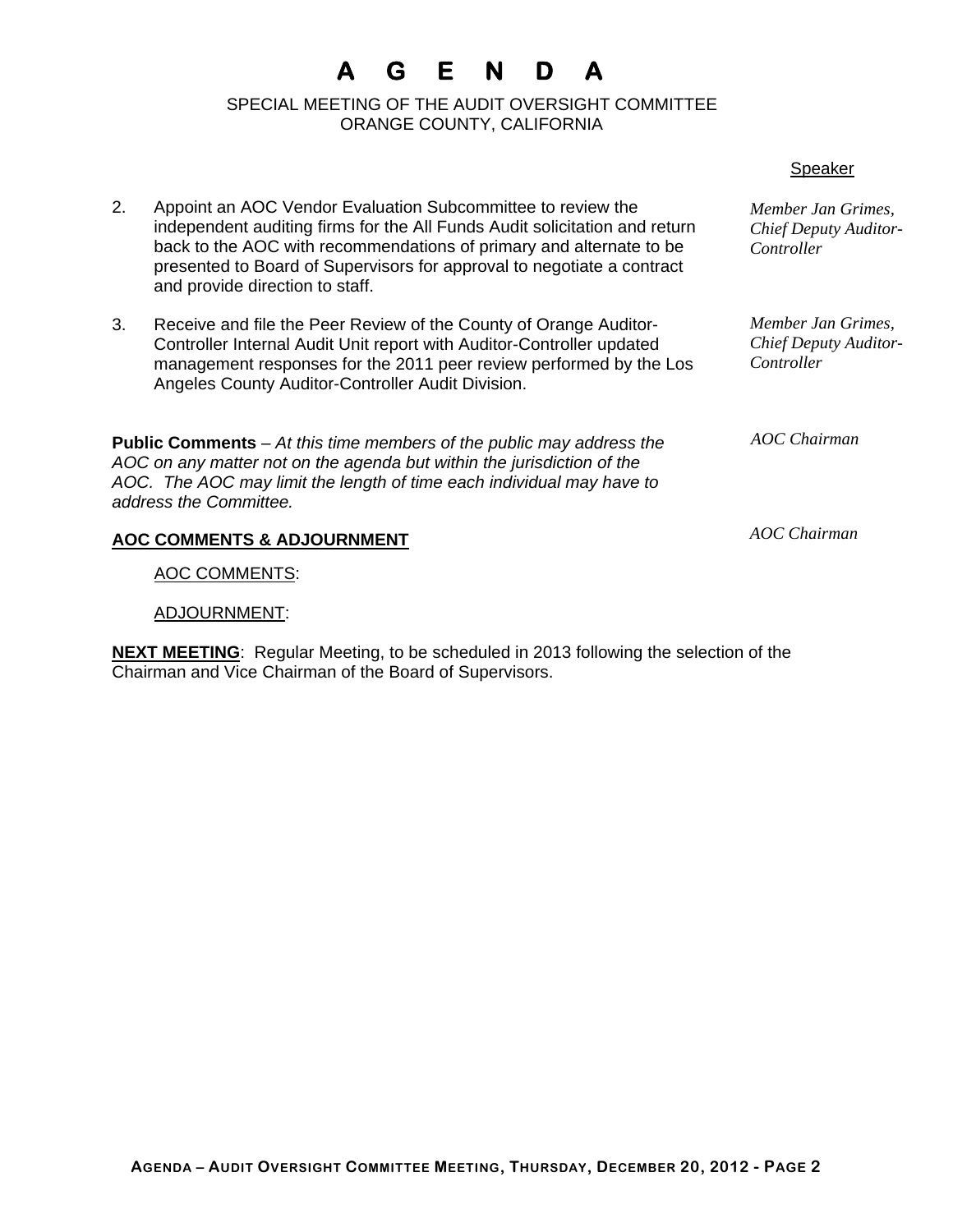# A G E N D A

SPECIAL MEETING OF THE AUDIT OVERSIGHT COMMITTEE
ORANGE COUNTY, CALIFORNIA

| | | Speaker |
|---|---|---|
| 2. | Appoint an AOC Vendor Evaluation Subcommittee to review the independent auditing firms for the All Funds Audit solicitation and return back to the AOC with recommendations of primary and alternate to be presented to Board of Supervisors for approval to negotiate a contract and provide direction to staff. | *Member Jan Grimes, Chief Deputy Auditor-Controller* |
| 3. | Receive and file the Peer Review of the County of Orange Auditor-Controller Internal Audit Unit report with Auditor-Controller updated management responses for the 2011 peer review performed by the Los Angeles County Auditor-Controller Audit Division. | *Member Jan Grimes, Chief Deputy Auditor-Controller* |

**Public Comments** – *At this time members of the public may address the AOC on any matter not on the agenda but within the jurisdiction of the AOC. The AOC may limit the length of time each individual may have to address the Committee.* — *AOC Chairman*

**AOC COMMENTS & ADJOURNMENT** — *AOC Chairman*

AOC COMMENTS:

ADJOURNMENT:

**NEXT MEETING**: Regular Meeting, to be scheduled in 2013 following the selection of the Chairman and Vice Chairman of the Board of Supervisors.